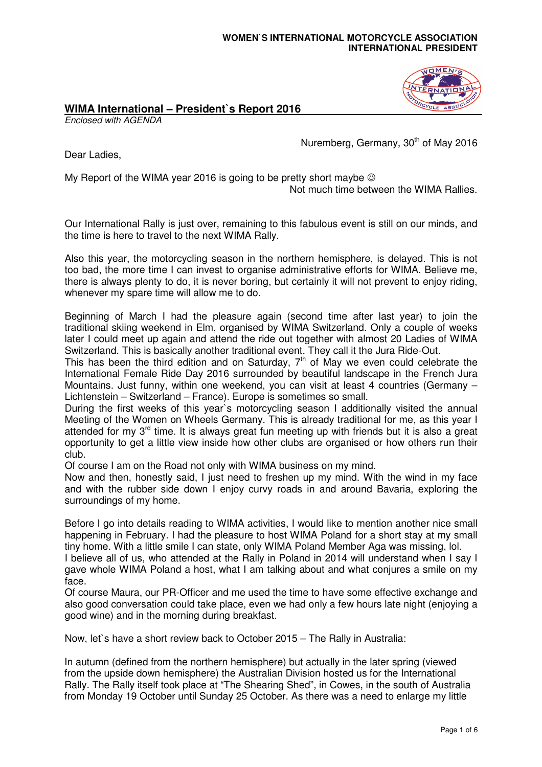**WOMEN`S INTERNATIONAL MOTORCYCLE ASSOCIATION**
**INTERNATIONAL PRESIDENT**

## WIMA International – President`s Report 2016

*Enclosed with AGENDA*

Nuremberg, Germany, 30th of May 2016

Dear Ladies,

My Report of the WIMA year 2016 is going to be pretty short maybe ☺
Not much time between the WIMA Rallies.

Our International Rally is just over, remaining to this fabulous event is still on our minds, and the time is here to travel to the next WIMA Rally.

Also this year, the motorcycling season in the northern hemisphere, is delayed. This is not too bad, the more time I can invest to organise administrative efforts for WIMA. Believe me, there is always plenty to do, it is never boring, but certainly it will not prevent to enjoy riding, whenever my spare time will allow me to do.

Beginning of March I had the pleasure again (second time after last year) to join the traditional skiing weekend in Elm, organised by WIMA Switzerland. Only a couple of weeks later I could meet up again and attend the ride out together with almost 20 Ladies of WIMA Switzerland. This is basically another traditional event. They call it the Jura Ride-Out.
This has been the third edition and on Saturday, 7th of May we even could celebrate the International Female Ride Day 2016 surrounded by beautiful landscape in the French Jura Mountains. Just funny, within one weekend, you can visit at least 4 countries (Germany – Lichtenstein – Switzerland – France). Europe is sometimes so small.
During the first weeks of this year`s motorcycling season I additionally visited the annual Meeting of the Women on Wheels Germany. This is already traditional for me, as this year I attended for my 3rd time. It is always great fun meeting up with friends but it is also a great opportunity to get a little view inside how other clubs are organised or how others run their club.
Of course I am on the Road not only with WIMA business on my mind.
Now and then, honestly said, I just need to freshen up my mind. With the wind in my face and with the rubber side down I enjoy curvy roads in and around Bavaria, exploring the surroundings of my home.

Before I go into details reading to WIMA activities, I would like to mention another nice small happening in February. I had the pleasure to host WIMA Poland for a short stay at my small tiny home. With a little smile I can state, only WIMA Poland Member Aga was missing, lol.
I believe all of us, who attended at the Rally in Poland in 2014 will understand when I say I gave whole WIMA Poland a host, what I am talking about and what conjures a smile on my face.
Of course Maura, our PR-Officer and me used the time to have some effective exchange and also good conversation could take place, even we had only a few hours late night (enjoying a good wine) and in the morning during breakfast.

Now, let`s have a short review back to October 2015 – The Rally in Australia:

In autumn (defined from the northern hemisphere) but actually in the later spring (viewed from the upside down hemisphere) the Australian Division hosted us for the International Rally. The Rally itself took place at "The Shearing Shed", in Cowes, in the south of Australia from Monday 19 October until Sunday 25 October. As there was a need to enlarge my little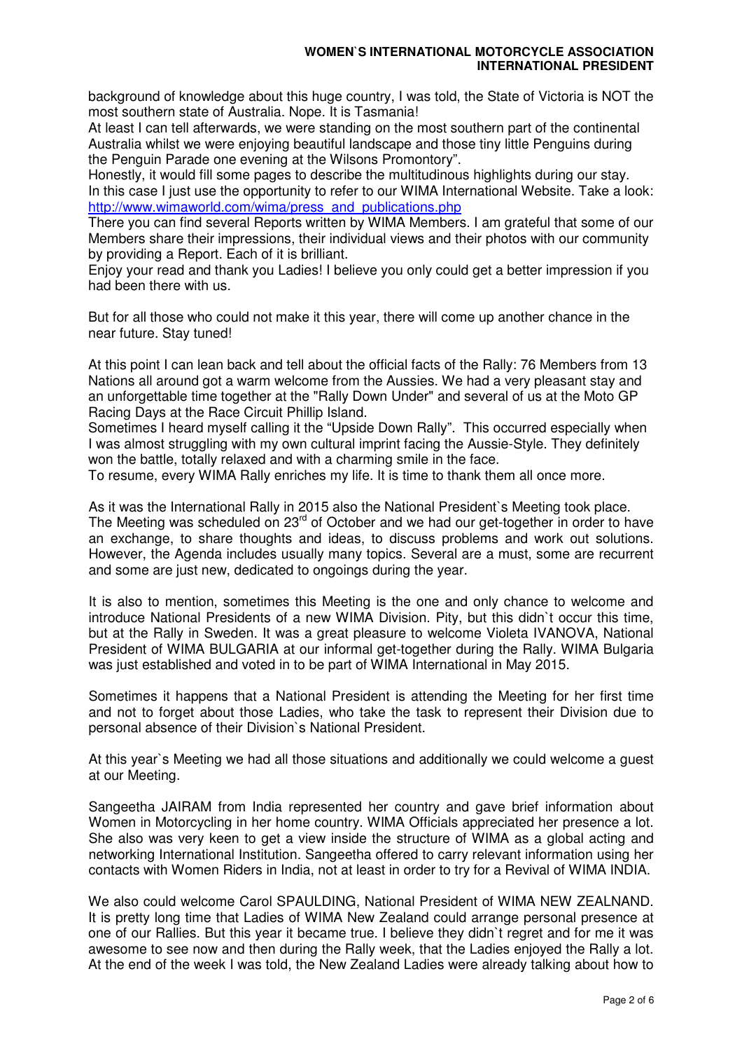background of knowledge about this huge country, I was told, the State of Victoria is NOT the most southern state of Australia. Nope. It is Tasmania!
At least I can tell afterwards, we were standing on the most southern part of the continental Australia whilst we were enjoying beautiful landscape and those tiny little Penguins during the Penguin Parade one evening at the Wilsons Promontory".
Honestly, it would fill some pages to describe the multitudinous highlights during our stay.
In this case I just use the opportunity to refer to our WIMA International Website. Take a look: http://www.wimaworld.com/wima/press_and_publications.php
There you can find several Reports written by WIMA Members. I am grateful that some of our Members share their impressions, their individual views and their photos with our community by providing a Report. Each of it is brilliant.
Enjoy your read and thank you Ladies! I believe you only could get a better impression if you had been there with us.

But for all those who could not make it this year, there will come up another chance in the near future. Stay tuned!

At this point I can lean back and tell about the official facts of the Rally: 76 Members from 13 Nations all around got a warm welcome from the Aussies. We had a very pleasant stay and an unforgettable time together at the "Rally Down Under" and several of us at the Moto GP Racing Days at the Race Circuit Phillip Island.
Sometimes I heard myself calling it the "Upside Down Rally". This occurred especially when I was almost struggling with my own cultural imprint facing the Aussie-Style. They definitely won the battle, totally relaxed and with a charming smile in the face.
To resume, every WIMA Rally enriches my life. It is time to thank them all once more.

As it was the International Rally in 2015 also the National President`s Meeting took place. The Meeting was scheduled on 23rd of October and we had our get-together in order to have an exchange, to share thoughts and ideas, to discuss problems and work out solutions. However, the Agenda includes usually many topics. Several are a must, some are recurrent and some are just new, dedicated to ongoings during the year.

It is also to mention, sometimes this Meeting is the one and only chance to welcome and introduce National Presidents of a new WIMA Division. Pity, but this didn`t occur this time, but at the Rally in Sweden. It was a great pleasure to welcome Violeta IVANOVA, National President of WIMA BULGARIA at our informal get-together during the Rally. WIMA Bulgaria was just established and voted in to be part of WIMA International in May 2015.

Sometimes it happens that a National President is attending the Meeting for her first time and not to forget about those Ladies, who take the task to represent their Division due to personal absence of their Division`s National President.

At this year`s Meeting we had all those situations and additionally we could welcome a guest at our Meeting.

Sangeetha JAIRAM from India represented her country and gave brief information about Women in Motorcycling in her home country. WIMA Officials appreciated her presence a lot. She also was very keen to get a view inside the structure of WIMA as a global acting and networking International Institution. Sangeetha offered to carry relevant information using her contacts with Women Riders in India, not at least in order to try for a Revival of WIMA INDIA.

We also could welcome Carol SPAULDING, National President of WIMA NEW ZEALNAND. It is pretty long time that Ladies of WIMA New Zealand could arrange personal presence at one of our Rallies. But this year it became true. I believe they didn`t regret and for me it was awesome to see now and then during the Rally week, that the Ladies enjoyed the Rally a lot. At the end of the week I was told, the New Zealand Ladies were already talking about how to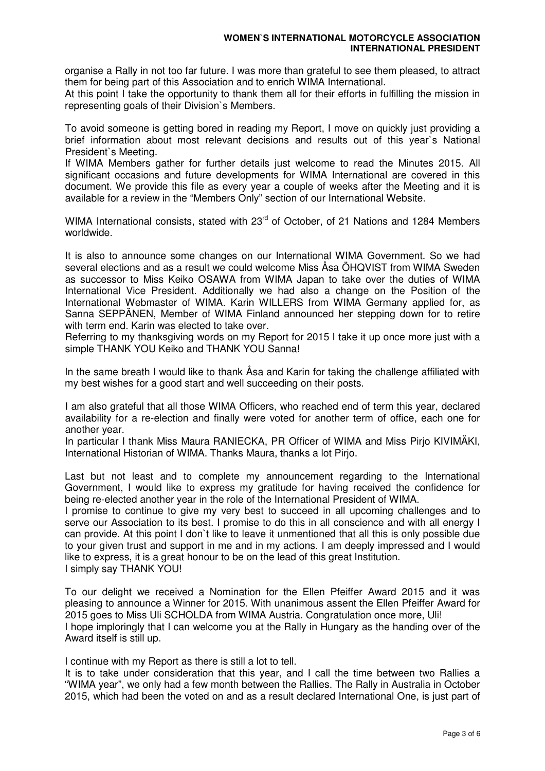organise a Rally in not too far future. I was more than grateful to see them pleased, to attract them for being part of this Association and to enrich WIMA International.
At this point I take the opportunity to thank them all for their efforts in fulfilling the mission in representing goals of their Division`s Members.

To avoid someone is getting bored in reading my Report, I move on quickly just providing a brief information about most relevant decisions and results out of this year`s National President`s Meeting.
If WIMA Members gather for further details just welcome to read the Minutes 2015. All significant occasions and future developments for WIMA International are covered in this document. We provide this file as every year a couple of weeks after the Meeting and it is available for a review in the "Members Only" section of our International Website.

WIMA International consists, stated with 23rd of October, of 21 Nations and 1284 Members worldwide.

It is also to announce some changes on our International WIMA Government. So we had several elections and as a result we could welcome Miss Åsa ÖHQVIST from WIMA Sweden as successor to Miss Keiko OSAWA from WIMA Japan to take over the duties of WIMA International Vice President. Additionally we had also a change on the Position of the International Webmaster of WIMA. Karin WILLERS from WIMA Germany applied for, as Sanna SEPPÄNEN, Member of WIMA Finland announced her stepping down for to retire with term end. Karin was elected to take over.
Referring to my thanksgiving words on my Report for 2015 I take it up once more just with a simple THANK YOU Keiko and THANK YOU Sanna!

In the same breath I would like to thank Åsa and Karin for taking the challenge affiliated with my best wishes for a good start and well succeeding on their posts.

I am also grateful that all those WIMA Officers, who reached end of term this year, declared availability for a re-election and finally were voted for another term of office, each one for another year.
In particular I thank Miss Maura RANIECKA, PR Officer of WIMA and Miss Pirjo KIVIMÄKI, International Historian of WIMA. Thanks Maura, thanks a lot Pirjo.

Last but not least and to complete my announcement regarding to the International Government, I would like to express my gratitude for having received the confidence for being re-elected another year in the role of the International President of WIMA.
I promise to continue to give my very best to succeed in all upcoming challenges and to serve our Association to its best. I promise to do this in all conscience and with all energy I can provide. At this point I don`t like to leave it unmentioned that all this is only possible due to your given trust and support in me and in my actions. I am deeply impressed and I would like to express, it is a great honour to be on the lead of this great Institution.
I simply say THANK YOU!

To our delight we received a Nomination for the Ellen Pfeiffer Award 2015 and it was pleasing to announce a Winner for 2015. With unanimous assent the Ellen Pfeiffer Award for 2015 goes to Miss Uli SCHOLDA from WIMA Austria. Congratulation once more, Uli!
I hope imploringly that I can welcome you at the Rally in Hungary as the handing over of the Award itself is still up.

I continue with my Report as there is still a lot to tell.
It is to take under consideration that this year, and I call the time between two Rallies a "WIMA year", we only had a few month between the Rallies. The Rally in Australia in October 2015, which had been the voted on and as a result declared International One, is just part of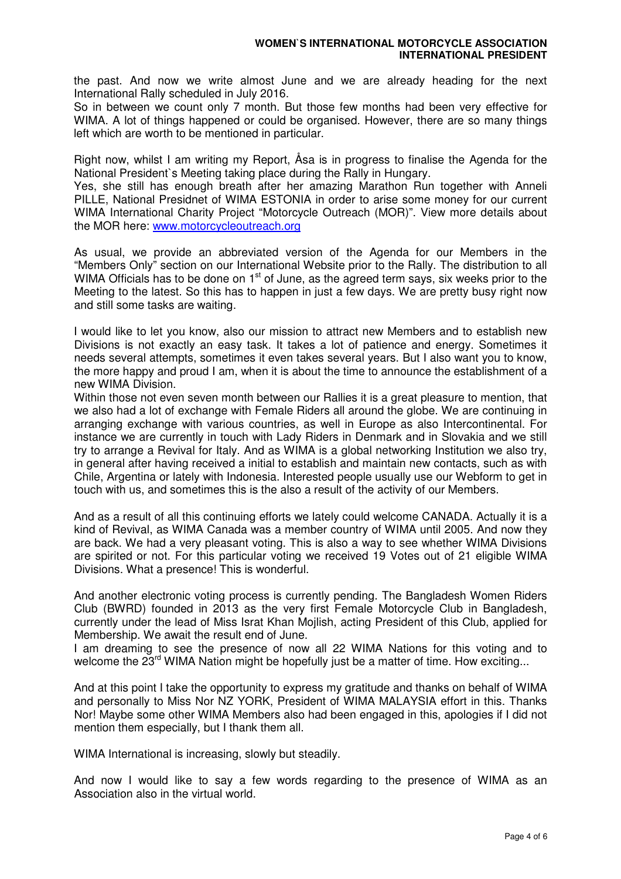the past. And now we write almost June and we are already heading for the next International Rally scheduled in July 2016.

So in between we count only 7 month. But those few months had been very effective for WIMA. A lot of things happened or could be organised. However, there are so many things left which are worth to be mentioned in particular.

Right now, whilst I am writing my Report, Åsa is in progress to finalise the Agenda for the National President`s Meeting taking place during the Rally in Hungary.

Yes, she still has enough breath after her amazing Marathon Run together with Anneli PILLE, National Presidnet of WIMA ESTONIA in order to arise some money for our current WIMA International Charity Project "Motorcycle Outreach (MOR)". View more details about the MOR here: www.motorcycleoutreach.org

As usual, we provide an abbreviated version of the Agenda for our Members in the "Members Only" section on our International Website prior to the Rally. The distribution to all WIMA Officials has to be done on 1st of June, as the agreed term says, six weeks prior to the Meeting to the latest. So this has to happen in just a few days. We are pretty busy right now and still some tasks are waiting.

I would like to let you know, also our mission to attract new Members and to establish new Divisions is not exactly an easy task. It takes a lot of patience and energy. Sometimes it needs several attempts, sometimes it even takes several years. But I also want you to know, the more happy and proud I am, when it is about the time to announce the establishment of a new WIMA Division.

Within those not even seven month between our Rallies it is a great pleasure to mention, that we also had a lot of exchange with Female Riders all around the globe. We are continuing in arranging exchange with various countries, as well in Europe as also Intercontinental. For instance we are currently in touch with Lady Riders in Denmark and in Slovakia and we still try to arrange a Revival for Italy. And as WIMA is a global networking Institution we also try, in general after having received a initial to establish and maintain new contacts, such as with Chile, Argentina or lately with Indonesia. Interested people usually use our Webform to get in touch with us, and sometimes this is the also a result of the activity of our Members.

And as a result of all this continuing efforts we lately could welcome CANADA. Actually it is a kind of Revival, as WIMA Canada was a member country of WIMA until 2005. And now they are back. We had a very pleasant voting. This is also a way to see whether WIMA Divisions are spirited or not. For this particular voting we received 19 Votes out of 21 eligible WIMA Divisions. What a presence! This is wonderful.

And another electronic voting process is currently pending. The Bangladesh Women Riders Club (BWRD) founded in 2013 as the very first Female Motorcycle Club in Bangladesh, currently under the lead of Miss Israt Khan Mojlish, acting President of this Club, applied for Membership. We await the result end of June.

I am dreaming to see the presence of now all 22 WIMA Nations for this voting and to welcome the 23rd WIMA Nation might be hopefully just be a matter of time. How exciting...

And at this point I take the opportunity to express my gratitude and thanks on behalf of WIMA and personally to Miss Nor NZ YORK, President of WIMA MALAYSIA effort in this. Thanks Nor! Maybe some other WIMA Members also had been engaged in this, apologies if I did not mention them especially, but I thank them all.

WIMA International is increasing, slowly but steadily.

And now I would like to say a few words regarding to the presence of WIMA as an Association also in the virtual world.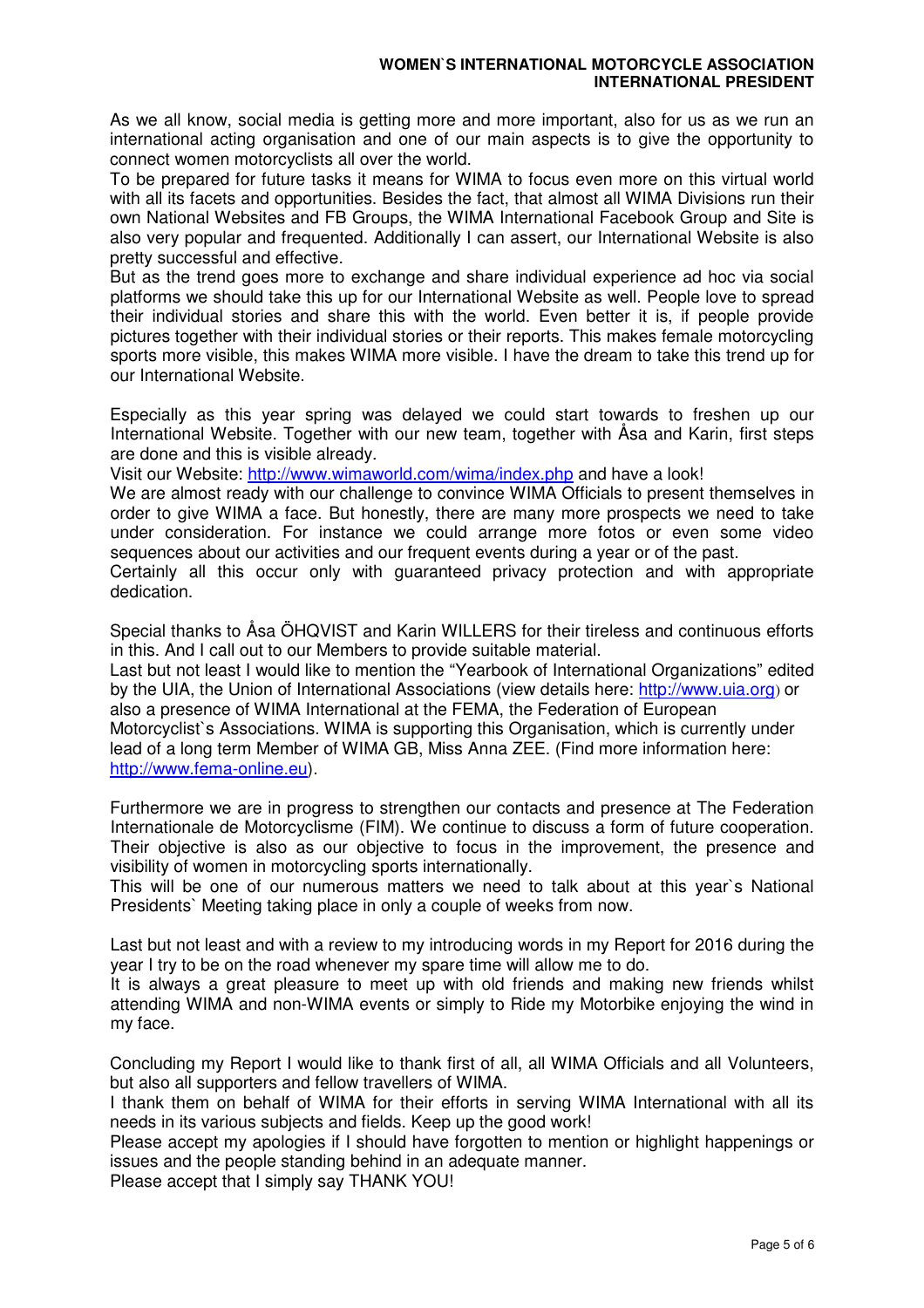As we all know, social media is getting more and more important, also for us as we run an international acting organisation and one of our main aspects is to give the opportunity to connect women motorcyclists all over the world.
To be prepared for future tasks it means for WIMA to focus even more on this virtual world with all its facets and opportunities. Besides the fact, that almost all WIMA Divisions run their own National Websites and FB Groups, the WIMA International Facebook Group and Site is also very popular and frequented. Additionally I can assert, our International Website is also pretty successful and effective.
But as the trend goes more to exchange and share individual experience ad hoc via social platforms we should take this up for our International Website as well. People love to spread their individual stories and share this with the world. Even better it is, if people provide pictures together with their individual stories or their reports. This makes female motorcycling sports more visible, this makes WIMA more visible. I have the dream to take this trend up for our International Website.

Especially as this year spring was delayed we could start towards to freshen up our International Website. Together with our new team, together with Åsa and Karin, first steps are done and this is visible already.
Visit our Website: http://www.wimaworld.com/wima/index.php and have a look!
We are almost ready with our challenge to convince WIMA Officials to present themselves in order to give WIMA a face. But honestly, there are many more prospects we need to take under consideration. For instance we could arrange more fotos or even some video sequences about our activities and our frequent events during a year or of the past.
Certainly all this occur only with guaranteed privacy protection and with appropriate dedication.

Special thanks to Åsa ÖHQVIST and Karin WILLERS for their tireless and continuous efforts in this. And I call out to our Members to provide suitable material.
Last but not least I would like to mention the "Yearbook of International Organizations" edited by the UIA, the Union of International Associations (view details here: http://www.uia.org) or also a presence of WIMA International at the FEMA, the Federation of European Motorcyclist`s Associations. WIMA is supporting this Organisation, which is currently under lead of a long term Member of WIMA GB, Miss Anna ZEE. (Find more information here: http://www.fema-online.eu).

Furthermore we are in progress to strengthen our contacts and presence at The Federation Internationale de Motorcyclisme (FIM). We continue to discuss a form of future cooperation. Their objective is also as our objective to focus in the improvement, the presence and visibility of women in motorcycling sports internationally.
This will be one of our numerous matters we need to talk about at this year`s National Presidents` Meeting taking place in only a couple of weeks from now.

Last but not least and with a review to my introducing words in my Report for 2016 during the year I try to be on the road whenever my spare time will allow me to do.
It is always a great pleasure to meet up with old friends and making new friends whilst attending WIMA and non-WIMA events or simply to Ride my Motorbike enjoying the wind in my face.

Concluding my Report I would like to thank first of all, all WIMA Officials and all Volunteers, but also all supporters and fellow travellers of WIMA.
I thank them on behalf of WIMA for their efforts in serving WIMA International with all its needs in its various subjects and fields. Keep up the good work!
Please accept my apologies if I should have forgotten to mention or highlight happenings or issues and the people standing behind in an adequate manner.
Please accept that I simply say THANK YOU!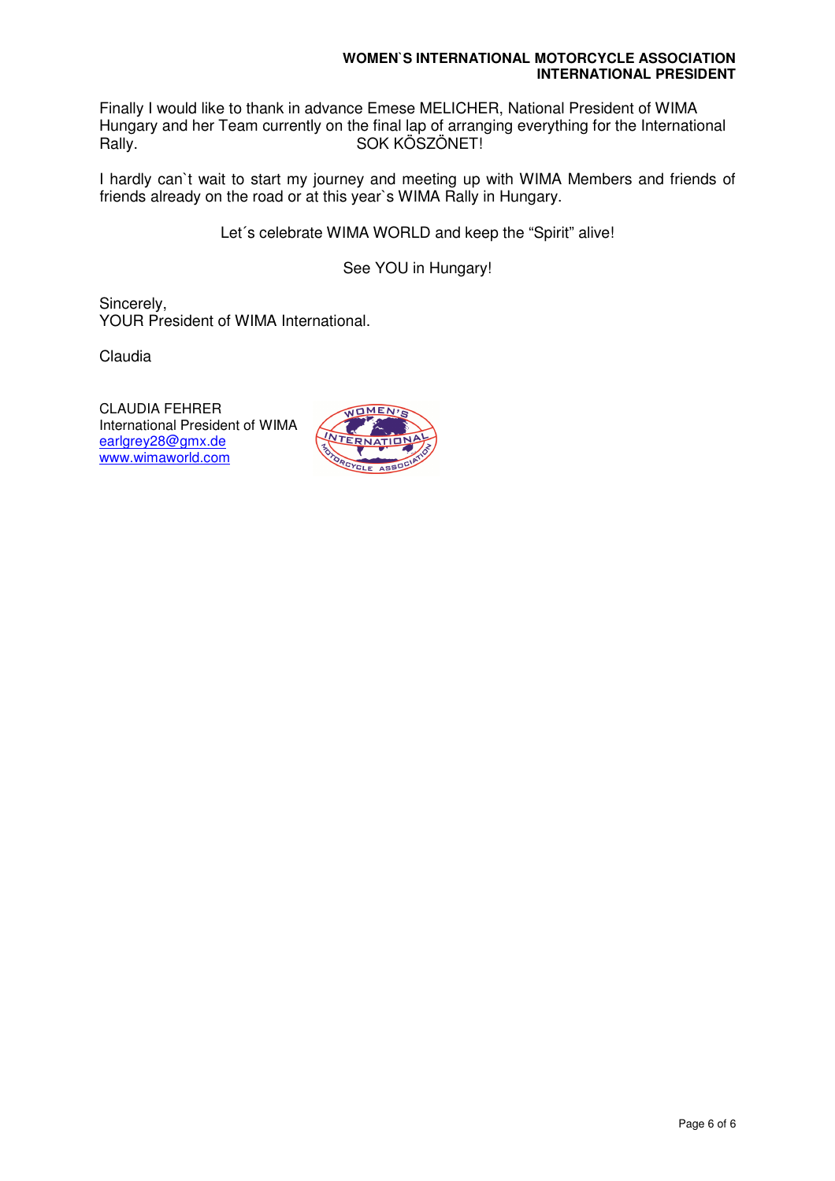Finally I would like to thank in advance Emese MELICHER, National President of WIMA Hungary and her Team currently on the final lap of arranging everything for the International Rally. SOK KÖSZÖNET!

I hardly can`t wait to start my journey and meeting up with WIMA Members and friends of friends already on the road or at this year`s WIMA Rally in Hungary.

Let´s celebrate WIMA WORLD and keep the "Spirit" alive!

See YOU in Hungary!

Sincerely,
YOUR President of WIMA International.

Claudia

CLAUDIA FEHRER
International President of WIMA
earlgrey28@gmx.de
www.wimaworld.com